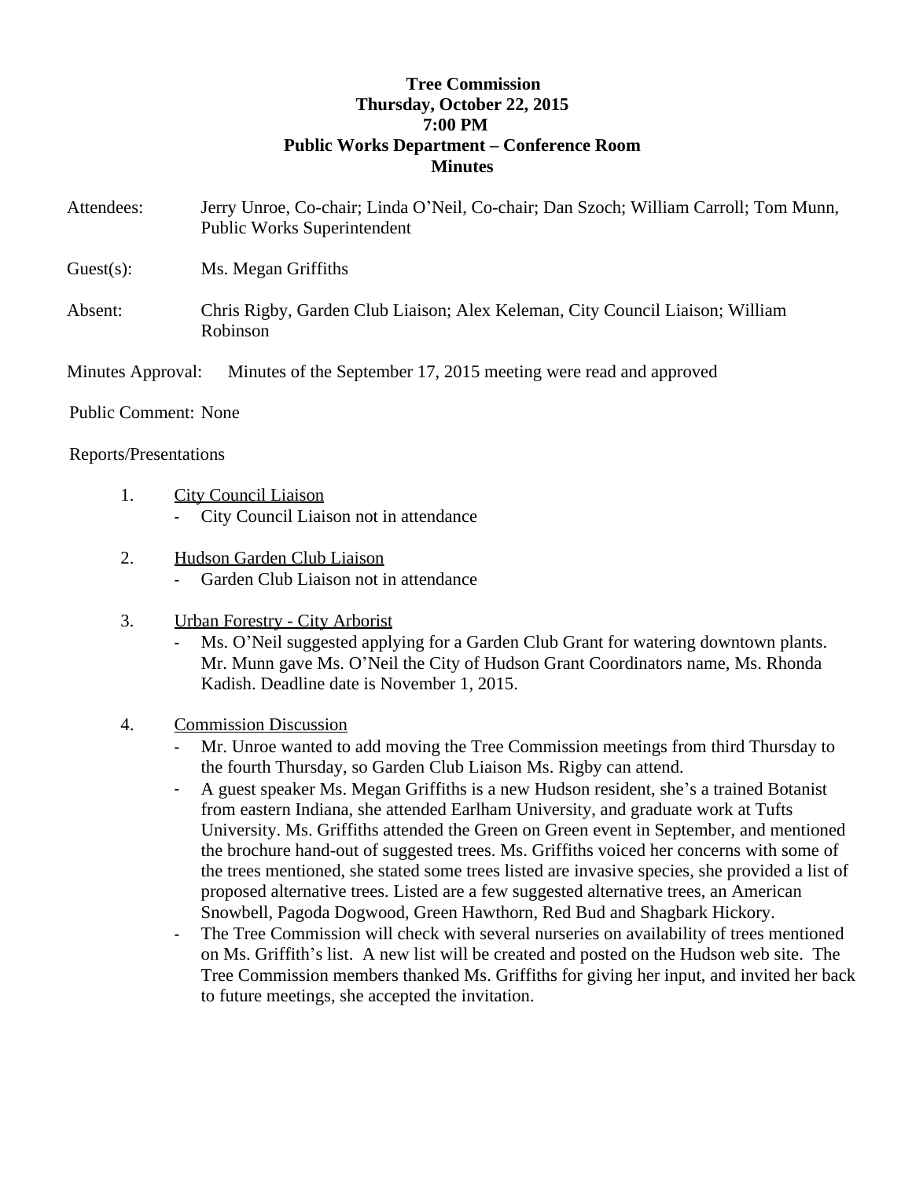**Tree Commission**
**Thursday, October 22, 2015**
**7:00 PM**
**Public Works Department – Conference Room**
**Minutes**

Attendees: Jerry Unroe, Co-chair; Linda O'Neil, Co-chair; Dan Szoch; William Carroll; Tom Munn, Public Works Superintendent

Guest(s): Ms. Megan Griffiths

Absent: Chris Rigby, Garden Club Liaison; Alex Keleman, City Council Liaison; William Robinson

Minutes Approval: Minutes of the September 17, 2015 meeting were read and approved

Public Comment: None

Reports/Presentations

1. City Council Liaison
   - City Council Liaison not in attendance

2. Hudson Garden Club Liaison
   - Garden Club Liaison not in attendance

3. Urban Forestry - City Arborist
   - Ms. O'Neil suggested applying for a Garden Club Grant for watering downtown plants. Mr. Munn gave Ms. O'Neil the City of Hudson Grant Coordinators name, Ms. Rhonda Kadish. Deadline date is November 1, 2015.

4. Commission Discussion
   - Mr. Unroe wanted to add moving the Tree Commission meetings from third Thursday to the fourth Thursday, so Garden Club Liaison Ms. Rigby can attend.
   - A guest speaker Ms. Megan Griffiths is a new Hudson resident, she's a trained Botanist from eastern Indiana, she attended Earlham University, and graduate work at Tufts University. Ms. Griffiths attended the Green on Green event in September, and mentioned the brochure hand-out of suggested trees. Ms. Griffiths voiced her concerns with some of the trees mentioned, she stated some trees listed are invasive species, she provided a list of proposed alternative trees. Listed are a few suggested alternative trees, an American Snowbell, Pagoda Dogwood, Green Hawthorn, Red Bud and Shagbark Hickory.
   - The Tree Commission will check with several nurseries on availability of trees mentioned on Ms. Griffith's list. A new list will be created and posted on the Hudson web site. The Tree Commission members thanked Ms. Griffiths for giving her input, and invited her back to future meetings, she accepted the invitation.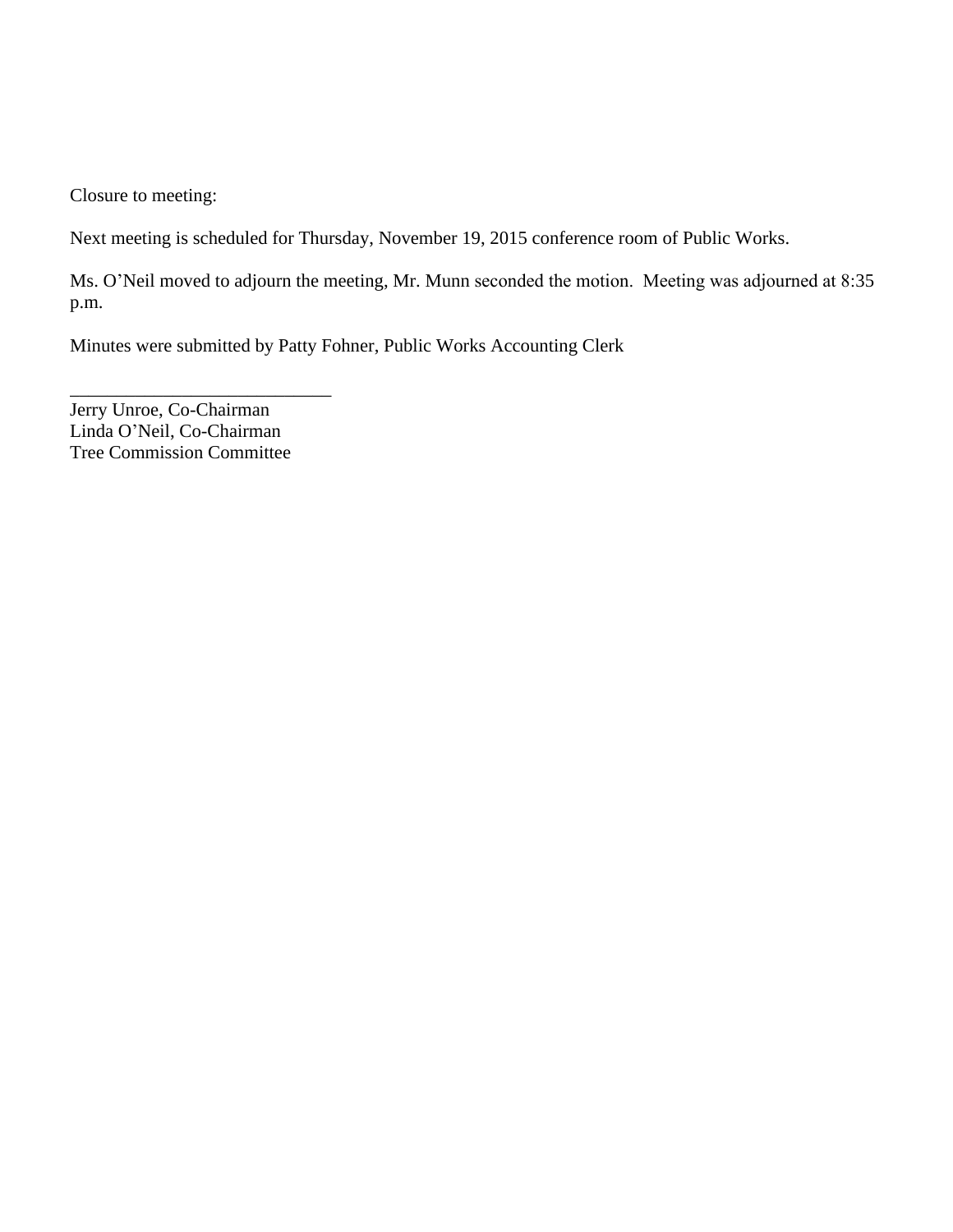Closure to meeting:

Next meeting is scheduled for Thursday, November 19, 2015 conference room of Public Works.

Ms. O'Neil moved to adjourn the meeting, Mr. Munn seconded the motion. Meeting was adjourned at 8:35 p.m.

Minutes were submitted by Patty Fohner, Public Works Accounting Clerk

\_\_\_\_\_\_\_\_\_\_\_\_\_\_\_\_\_\_\_\_\_\_\_\_\_\_\_\_\_\_

Jerry Unroe, Co-Chairman  
Linda O'Neil, Co-Chairman  
Tree Commission Committee